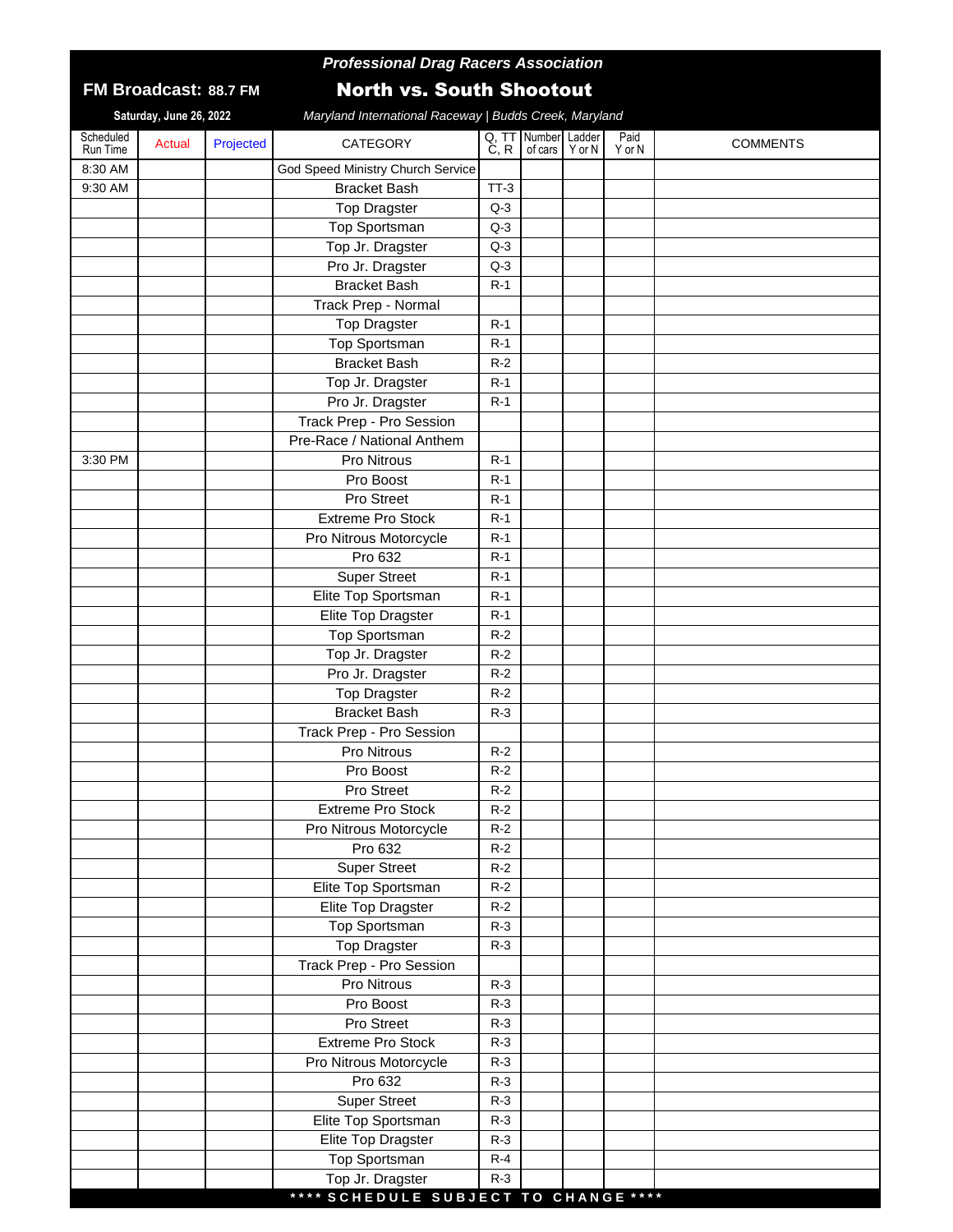# Professional Drag Racers Association

## North vs. South Shootout

**FM Broadcast: 88.7 FM**

**Saturday, June 26, 2022**

*Maryland International Raceway | Budds Creek, Maryland*

| Scheduled Run Time | Actual | Projected | CATEGORY | Q, TT C, R | Number of cars | Ladder Y or N | Paid Y or N | COMMENTS |
|---|---|---|---|---|---|---|---|---|
| 8:30 AM | | | God Speed Ministry Church Service | | | | | |
| 9:30 AM | | | Bracket Bash | TT-3 | | | | |
| | | | Top Dragster | Q-3 | | | | |
| | | | Top Sportsman | Q-3 | | | | |
| | | | Top Jr. Dragster | Q-3 | | | | |
| | | | Pro Jr. Dragster | Q-3 | | | | |
| | | | Bracket Bash | R-1 | | | | |
| | | | Track Prep - Normal | | | | | |
| | | | Top Dragster | R-1 | | | | |
| | | | Top Sportsman | R-1 | | | | |
| | | | Bracket Bash | R-2 | | | | |
| | | | Top Jr. Dragster | R-1 | | | | |
| | | | Pro Jr. Dragster | R-1 | | | | |
| | | | Track Prep - Pro Session | | | | | |
| | | | Pre-Race / National Anthem | | | | | |
| 3:30 PM | | | Pro Nitrous | R-1 | | | | |
| | | | Pro Boost | R-1 | | | | |
| | | | Pro Street | R-1 | | | | |
| | | | Extreme Pro Stock | R-1 | | | | |
| | | | Pro Nitrous Motorcycle | R-1 | | | | |
| | | | Pro 632 | R-1 | | | | |
| | | | Super Street | R-1 | | | | |
| | | | Elite Top Sportsman | R-1 | | | | |
| | | | Elite Top Dragster | R-1 | | | | |
| | | | Top Sportsman | R-2 | | | | |
| | | | Top Jr. Dragster | R-2 | | | | |
| | | | Pro Jr. Dragster | R-2 | | | | |
| | | | Top Dragster | R-2 | | | | |
| | | | Bracket Bash | R-3 | | | | |
| | | | Track Prep - Pro Session | | | | | |
| | | | Pro Nitrous | R-2 | | | | |
| | | | Pro Boost | R-2 | | | | |
| | | | Pro Street | R-2 | | | | |
| | | | Extreme Pro Stock | R-2 | | | | |
| | | | Pro Nitrous Motorcycle | R-2 | | | | |
| | | | Pro 632 | R-2 | | | | |
| | | | Super Street | R-2 | | | | |
| | | | Elite Top Sportsman | R-2 | | | | |
| | | | Elite Top Dragster | R-2 | | | | |
| | | | Top Sportsman | R-3 | | | | |
| | | | Top Dragster | R-3 | | | | |
| | | | Track Prep - Pro Session | | | | | |
| | | | Pro Nitrous | R-3 | | | | |
| | | | Pro Boost | R-3 | | | | |
| | | | Pro Street | R-3 | | | | |
| | | | Extreme Pro Stock | R-3 | | | | |
| | | | Pro Nitrous Motorcycle | R-3 | | | | |
| | | | Pro 632 | R-3 | | | | |
| | | | Super Street | R-3 | | | | |
| | | | Elite Top Sportsman | R-3 | | | | |
| | | | Elite Top Dragster | R-3 | | | | |
| | | | Top Sportsman | R-4 | | | | |
| | | | Top Jr. Dragster | R-3 | | | | |

**** SCHEDULE SUBJECT TO CHANGE ****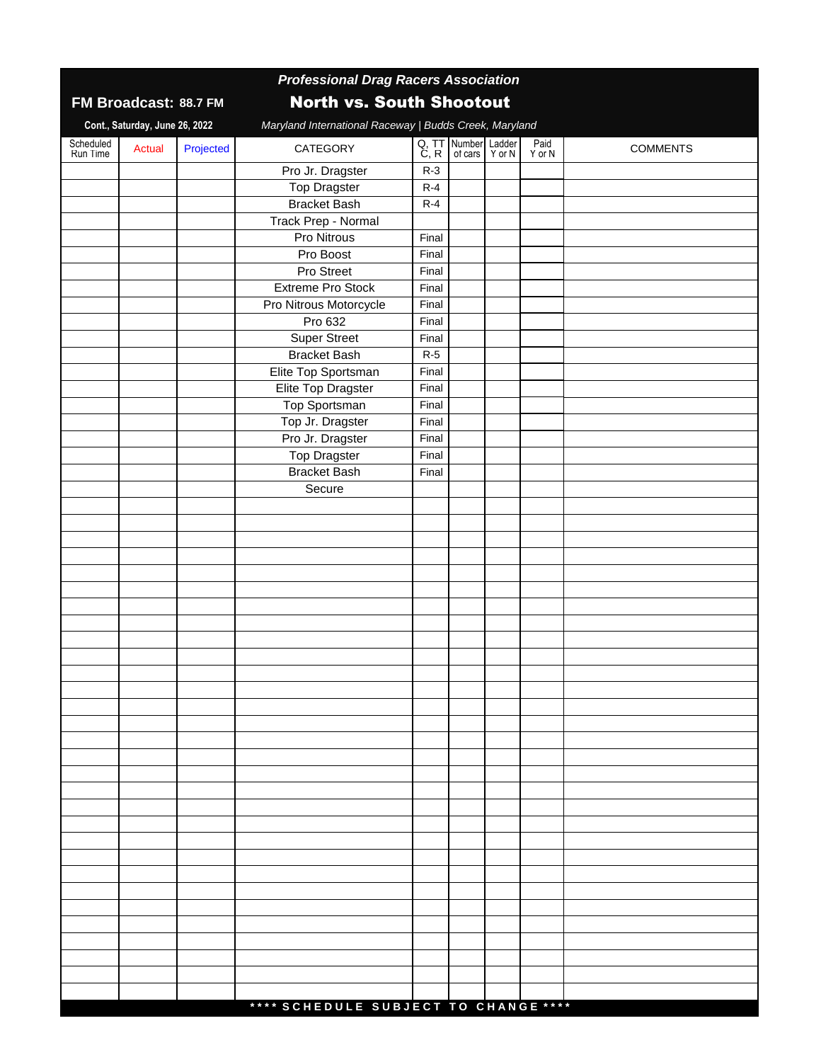*Professional Drag Racers Association*

**FM Broadcast: 88.7 FM**

# North vs. South Shootout

**Cont., Saturday, June 26, 2022**

*Maryland International Raceway | Budds Creek, Maryland*

| Scheduled Run Time | Actual | Projected | CATEGORY | Q, TT C, R | Number of cars | Ladder Y or N | Paid Y or N | COMMENTS |
|---|---|---|---|---|---|---|---|---|
| | | | Pro Jr. Dragster | R-3 | | | | |
| | | | Top Dragster | R-4 | | | | |
| | | | Bracket Bash | R-4 | | | | |
| | | | Track Prep - Normal | | | | | |
| | | | Pro Nitrous | Final | | | | |
| | | | Pro Boost | Final | | | | |
| | | | Pro Street | Final | | | | |
| | | | Extreme Pro Stock | Final | | | | |
| | | | Pro Nitrous Motorcycle | Final | | | | |
| | | | Pro 632 | Final | | | | |
| | | | Super Street | Final | | | | |
| | | | Bracket Bash | R-5 | | | | |
| | | | Elite Top Sportsman | Final | | | | |
| | | | Elite Top Dragster | Final | | | | |
| | | | Top Sportsman | Final | | | | |
| | | | Top Jr. Dragster | Final | | | | |
| | | | Pro Jr. Dragster | Final | | | | |
| | | | Top Dragster | Final | | | | |
| | | | Bracket Bash | Final | | | | |
| | | | Secure | | | | | |

**\*\*\*\* SCHEDULE SUBJECT TO CHANGE \*\*\*\***